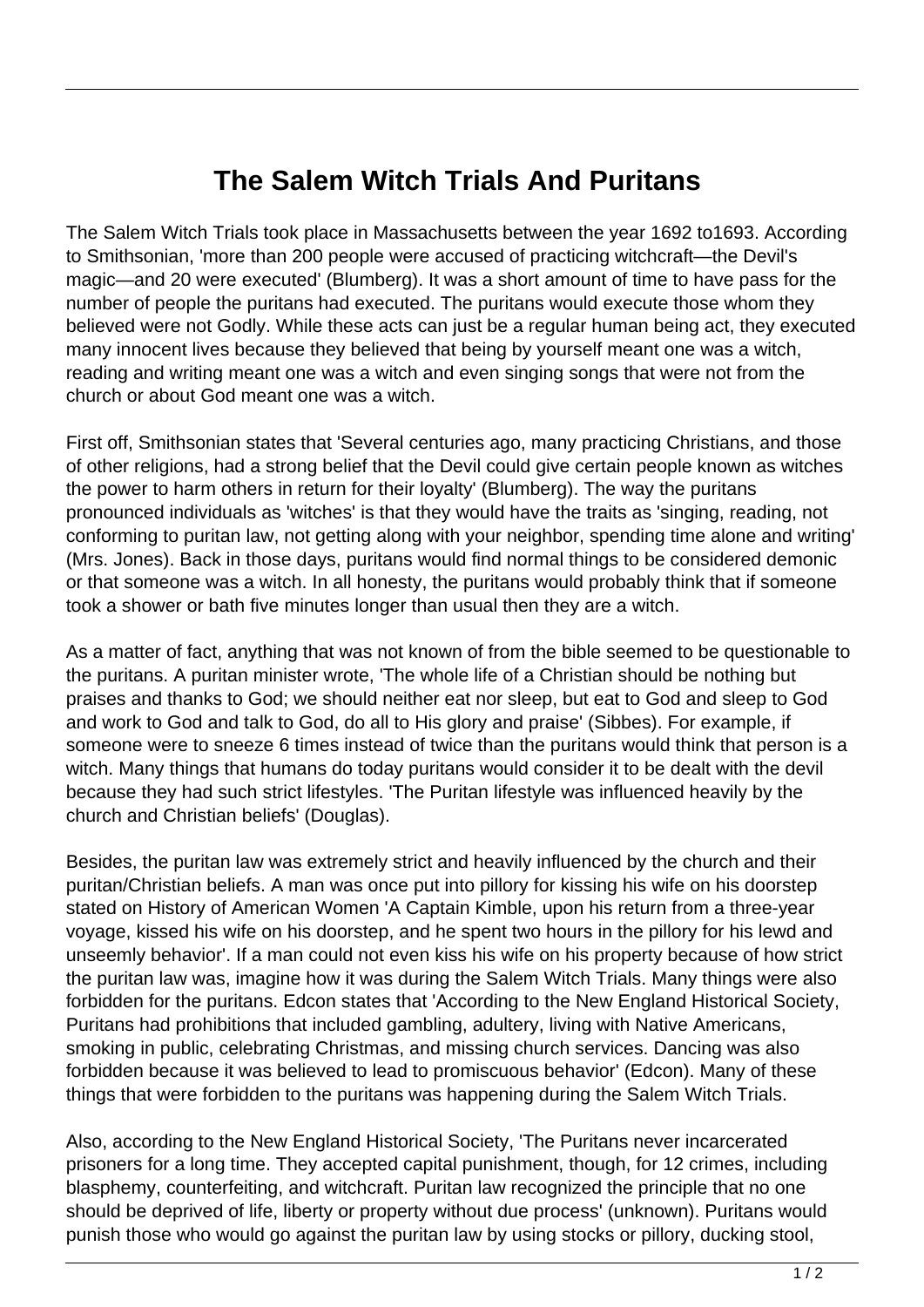# The Salem Witch Trials And Puritans

The Salem Witch Trials took place in Massachusetts between the year 1692 to1693. According to Smithsonian, 'more than 200 people were accused of practicing witchcraft—the Devil's magic—and 20 were executed' (Blumberg). It was a short amount of time to have pass for the number of people the puritans had executed. The puritans would execute those whom they believed were not Godly. While these acts can just be a regular human being act, they executed many innocent lives because they believed that being by yourself meant one was a witch, reading and writing meant one was a witch and even singing songs that were not from the church or about God meant one was a witch.

First off, Smithsonian states that 'Several centuries ago, many practicing Christians, and those of other religions, had a strong belief that the Devil could give certain people known as witches the power to harm others in return for their loyalty' (Blumberg). The way the puritans pronounced individuals as 'witches' is that they would have the traits as 'singing, reading, not conforming to puritan law, not getting along with your neighbor, spending time alone and writing' (Mrs. Jones). Back in those days, puritans would find normal things to be considered demonic or that someone was a witch. In all honesty, the puritans would probably think that if someone took a shower or bath five minutes longer than usual then they are a witch.

As a matter of fact, anything that was not known of from the bible seemed to be questionable to the puritans. A puritan minister wrote, 'The whole life of a Christian should be nothing but praises and thanks to God; we should neither eat nor sleep, but eat to God and sleep to God and work to God and talk to God, do all to His glory and praise' (Sibbes). For example, if someone were to sneeze 6 times instead of twice than the puritans would think that person is a witch. Many things that humans do today puritans would consider it to be dealt with the devil because they had such strict lifestyles. 'The Puritan lifestyle was influenced heavily by the church and Christian beliefs' (Douglas).

Besides, the puritan law was extremely strict and heavily influenced by the church and their puritan/Christian beliefs. A man was once put into pillory for kissing his wife on his doorstep stated on History of American Women 'A Captain Kimble, upon his return from a three-year voyage, kissed his wife on his doorstep, and he spent two hours in the pillory for his lewd and unseemly behavior'. If a man could not even kiss his wife on his property because of how strict the puritan law was, imagine how it was during the Salem Witch Trials. Many things were also forbidden for the puritans. Edcon states that 'According to the New England Historical Society, Puritans had prohibitions that included gambling, adultery, living with Native Americans, smoking in public, celebrating Christmas, and missing church services. Dancing was also forbidden because it was believed to lead to promiscuous behavior' (Edcon). Many of these things that were forbidden to the puritans was happening during the Salem Witch Trials.

Also, according to the New England Historical Society, 'The Puritans never incarcerated prisoners for a long time. They accepted capital punishment, though, for 12 crimes, including blasphemy, counterfeiting, and witchcraft. Puritan law recognized the principle that no one should be deprived of life, liberty or property without due process' (unknown). Puritans would punish those who would go against the puritan law by using stocks or pillory, ducking stool,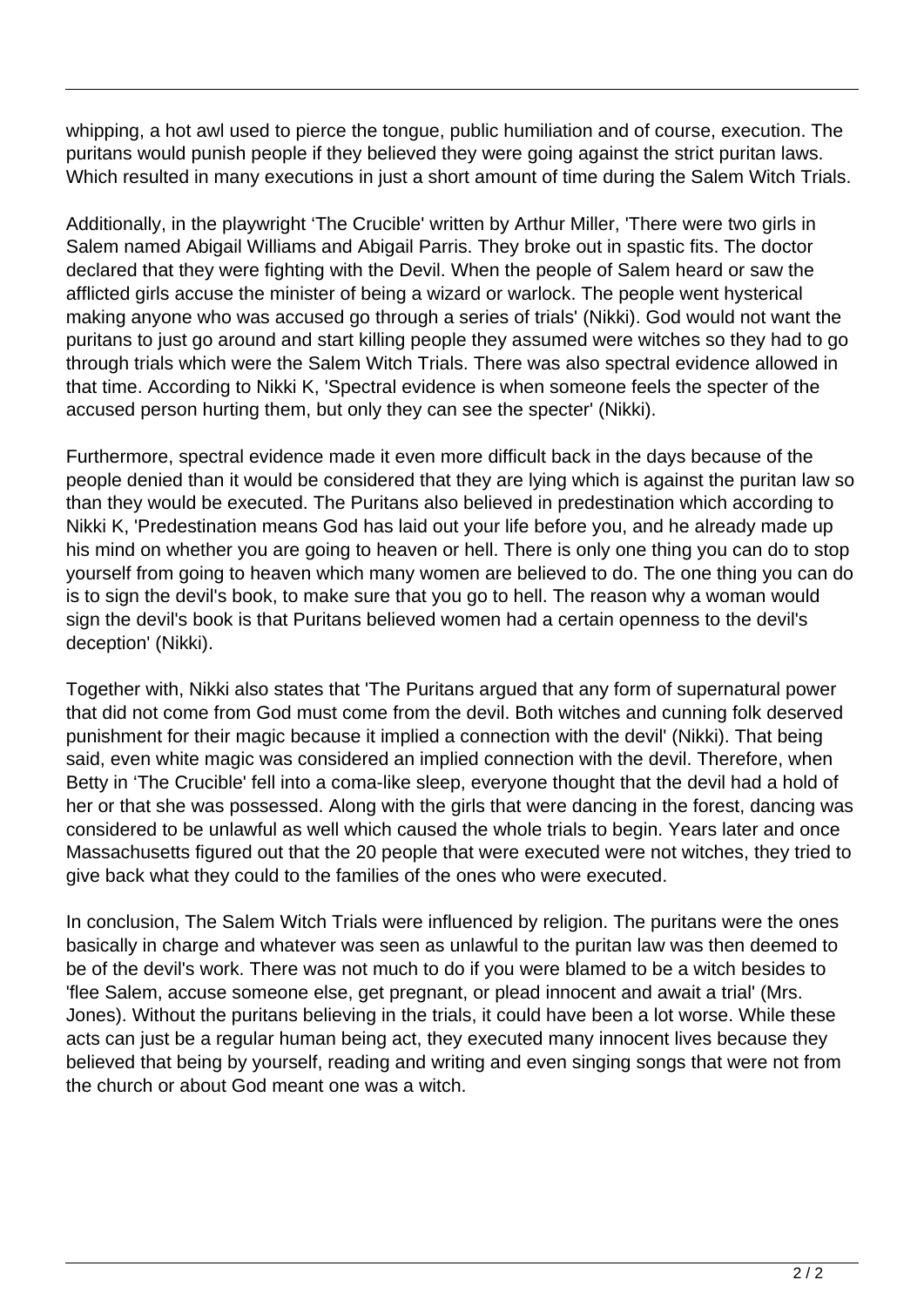whipping, a hot awl used to pierce the tongue, public humiliation and of course, execution. The puritans would punish people if they believed they were going against the strict puritan laws. Which resulted in many executions in just a short amount of time during the Salem Witch Trials.

Additionally, in the playwright 'The Crucible' written by Arthur Miller, 'There were two girls in Salem named Abigail Williams and Abigail Parris. They broke out in spastic fits. The doctor declared that they were fighting with the Devil. When the people of Salem heard or saw the afflicted girls accuse the minister of being a wizard or warlock. The people went hysterical making anyone who was accused go through a series of trials' (Nikki). God would not want the puritans to just go around and start killing people they assumed were witches so they had to go through trials which were the Salem Witch Trials. There was also spectral evidence allowed in that time. According to Nikki K, 'Spectral evidence is when someone feels the specter of the accused person hurting them, but only they can see the specter' (Nikki).

Furthermore, spectral evidence made it even more difficult back in the days because of the people denied than it would be considered that they are lying which is against the puritan law so than they would be executed. The Puritans also believed in predestination which according to Nikki K, 'Predestination means God has laid out your life before you, and he already made up his mind on whether you are going to heaven or hell. There is only one thing you can do to stop yourself from going to heaven which many women are believed to do. The one thing you can do is to sign the devil's book, to make sure that you go to hell. The reason why a woman would sign the devil's book is that Puritans believed women had a certain openness to the devil's deception' (Nikki).

Together with, Nikki also states that 'The Puritans argued that any form of supernatural power that did not come from God must come from the devil. Both witches and cunning folk deserved punishment for their magic because it implied a connection with the devil' (Nikki). That being said, even white magic was considered an implied connection with the devil. Therefore, when Betty in 'The Crucible' fell into a coma-like sleep, everyone thought that the devil had a hold of her or that she was possessed. Along with the girls that were dancing in the forest, dancing was considered to be unlawful as well which caused the whole trials to begin. Years later and once Massachusetts figured out that the 20 people that were executed were not witches, they tried to give back what they could to the families of the ones who were executed.

In conclusion, The Salem Witch Trials were influenced by religion. The puritans were the ones basically in charge and whatever was seen as unlawful to the puritan law was then deemed to be of the devil's work. There was not much to do if you were blamed to be a witch besides to 'flee Salem, accuse someone else, get pregnant, or plead innocent and await a trial' (Mrs. Jones). Without the puritans believing in the trials, it could have been a lot worse. While these acts can just be a regular human being act, they executed many innocent lives because they believed that being by yourself, reading and writing and even singing songs that were not from the church or about God meant one was a witch.